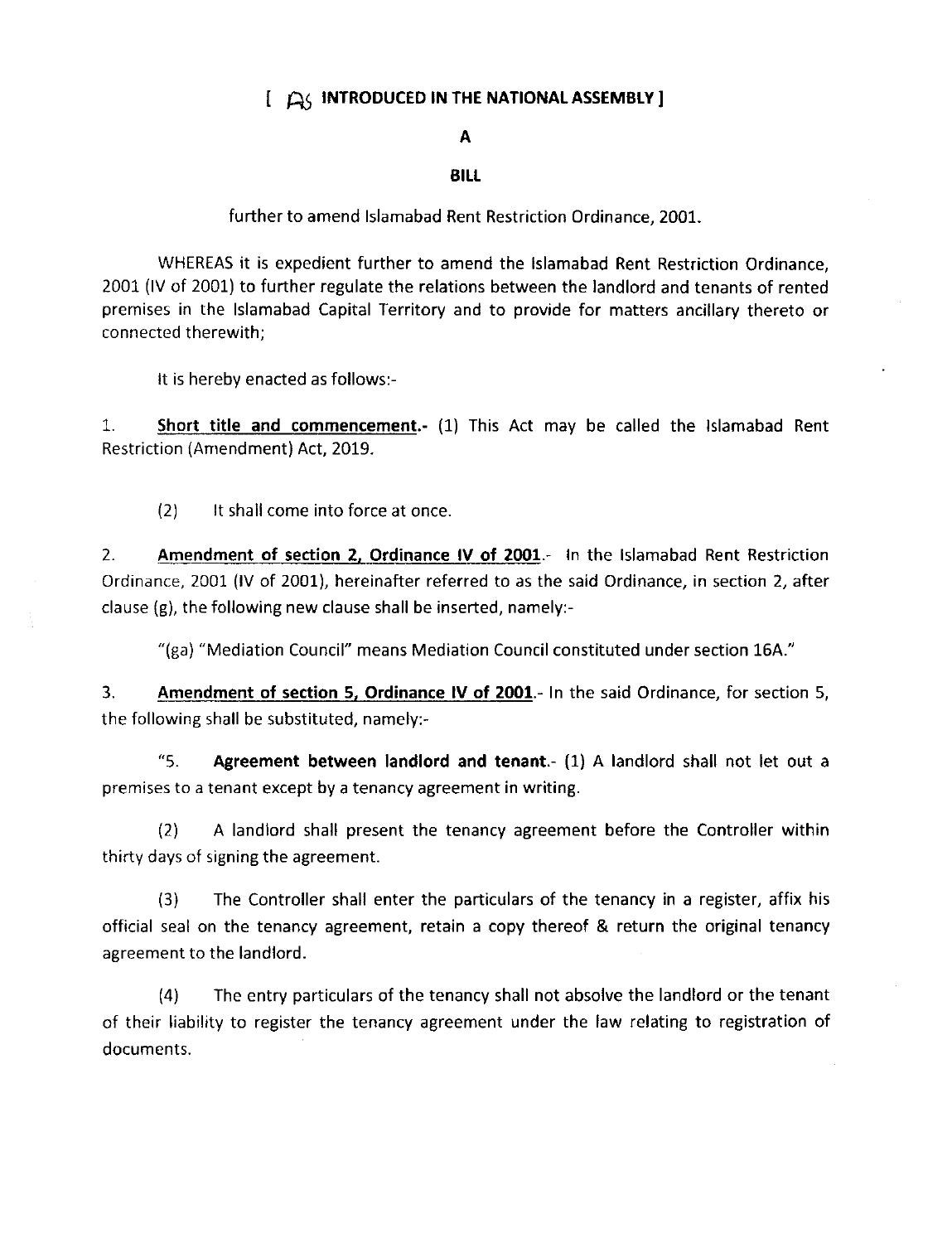[ AS INTRODUCED IN THE NATIONAL ASSEMBLY ]

# A

# BILL

further to amend Islamabad Rent Restriction Ordinance, 2001.

WHEREAS it is expedient further to amend the Islamabad Rent Restriction Ordinance, 2001 (IV of 2001) to further regulate the relations between the landlord and tenants of rented premises in the Islamabad Capital Territory and to provide for matters ancillary thereto or connected therewith;

It is hereby enacted as follows:-

1. **Short title and commencement.-** (1) This Act may be called the Islamabad Rent Restriction (Amendment) Act, 2019.

(2) It shall come into force at once.

2. **Amendment of section 2, Ordinance IV of 2001.-** In the Islamabad Rent Restriction Ordinance, 2001 (IV of 2001), hereinafter referred to as the said Ordinance, in section 2, after clause (g), the following new clause shall be inserted, namely:-

"(ga) "Mediation Council" means Mediation Council constituted under section 16A."

3. **Amendment of section 5, Ordinance IV of 2001.-** In the said Ordinance, for section 5, the following shall be substituted, namely:-

"5. **Agreement between landlord and tenant.-** (1) A landlord shall not let out a premises to a tenant except by a tenancy agreement in writing.

(2) A landlord shall present the tenancy agreement before the Controller within thirty days of signing the agreement.

(3) The Controller shall enter the particulars of the tenancy in a register, affix his official seal on the tenancy agreement, retain a copy thereof & return the original tenancy agreement to the landlord.

(4) The entry particulars of the tenancy shall not absolve the landlord or the tenant of their liability to register the tenancy agreement under the law relating to registration of documents.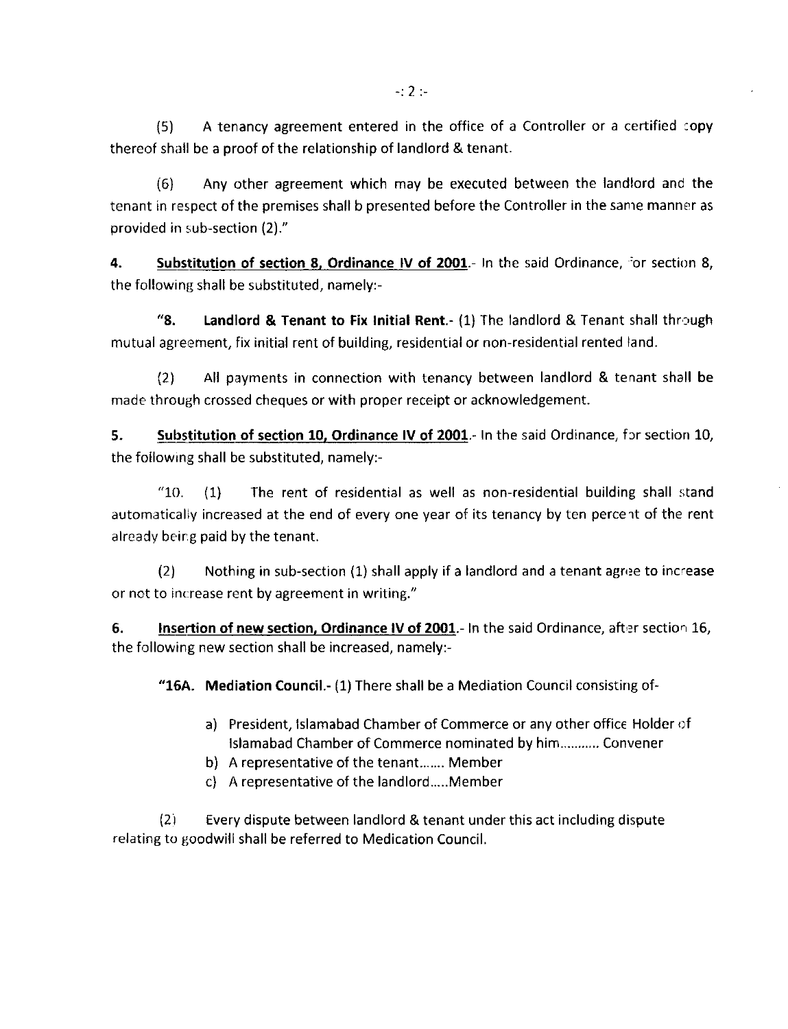(5) A tenancy agreement entered in the office of a Controller or a certified copy thereof shall be a proof of the relationship of landlord & tenant.

(6) Any other agreement which may be executed between the landlord and the tenant in respect of the premises shall b presented before the Controller in the same manner as provided in sub-section (2)."

**4. Substitution of section 8, Ordinance IV of 2001**.- In the said Ordinance, for section 8, the following shall be substituted, namely:-

**"8. Landlord & Tenant to Fix Initial Rent**.- (1) The landlord & Tenant shall through mutual agreement, fix initial rent of building, residential or non-residential rented land.

(2) All payments in connection with tenancy between landlord & tenant shall be made through crossed cheques or with proper receipt or acknowledgement.

**5. Substitution of section 10, Ordinance IV of 2001**.- In the said Ordinance, for section 10, the following shall be substituted, namely:-

"10. (1) The rent of residential as well as non-residential building shall stand automatically increased at the end of every one year of its tenancy by ten percent of the rent already being paid by the tenant.

(2) Nothing in sub-section (1) shall apply if a landlord and a tenant agree to increase or not to increase rent by agreement in writing."

**6. Insertion of new section, Ordinance IV of 2001**.- In the said Ordinance, after section 16, the following new section shall be increased, namely:-

**"16A. Mediation Council**.- (1) There shall be a Mediation Council consisting of-

a) President, Islamabad Chamber of Commerce or any other office Holder of Islamabad Chamber of Commerce nominated by him........... Convener
b) A representative of the tenant....... Member
c) A representative of the landlord.....Member

(2) Every dispute between landlord & tenant under this act including dispute relating to goodwill shall be referred to Medication Council.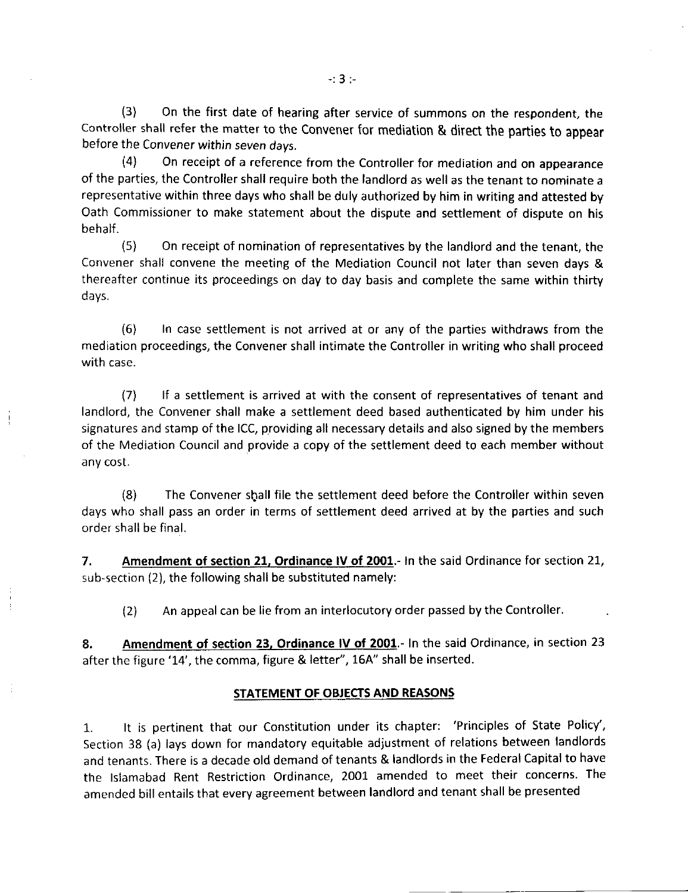(3) On the first date of hearing after service of summons on the respondent, the Controller shall refer the matter to the Convener for mediation & direct the parties to appear before the Convener within seven days.

(4) On receipt of a reference from the Controller for mediation and on appearance of the parties, the Controller shall require both the landlord as well as the tenant to nominate a representative within three days who shall be duly authorized by him in writing and attested by Oath Commissioner to make statement about the dispute and settlement of dispute on his behalf.

(5) On receipt of nomination of representatives by the landlord and the tenant, the Convener shall convene the meeting of the Mediation Council not later than seven days & thereafter continue its proceedings on day to day basis and complete the same within thirty days.

(6) In case settlement is not arrived at or any of the parties withdraws from the mediation proceedings, the Convener shall intimate the Controller in writing who shall proceed with case.

(7) If a settlement is arrived at with the consent of representatives of tenant and landlord, the Convener shall make a settlement deed based authenticated by him under his signatures and stamp of the ICC, providing all necessary details and also signed by the members of the Mediation Council and provide a copy of the settlement deed to each member without any cost.

(8) The Convener shall file the settlement deed before the Controller within seven days who shall pass an order in terms of settlement deed arrived at by the parties and such order shall be final.

**7. <u>Amendment of section 21, Ordinance IV of 2001</u>.**- In the said Ordinance for section 21, sub-section (2), the following shall be substituted namely:

(2) An appeal can be lie from an interlocutory order passed by the Controller.

**8. <u>Amendment of section 23, Ordinance IV of 2001</u>.**- In the said Ordinance, in section 23 after the figure '14', the comma, figure & letter", 16A" shall be inserted.

## <u>STATEMENT OF OBJECTS AND REASONS</u>

1. It is pertinent that our Constitution under its chapter: 'Principles of State Policy', Section 38 (a) lays down for mandatory equitable adjustment of relations between landlords and tenants. There is a decade old demand of tenants & landlords in the Federal Capital to have the Islamabad Rent Restriction Ordinance, 2001 amended to meet their concerns. The amended bill entails that every agreement between landlord and tenant shall be presented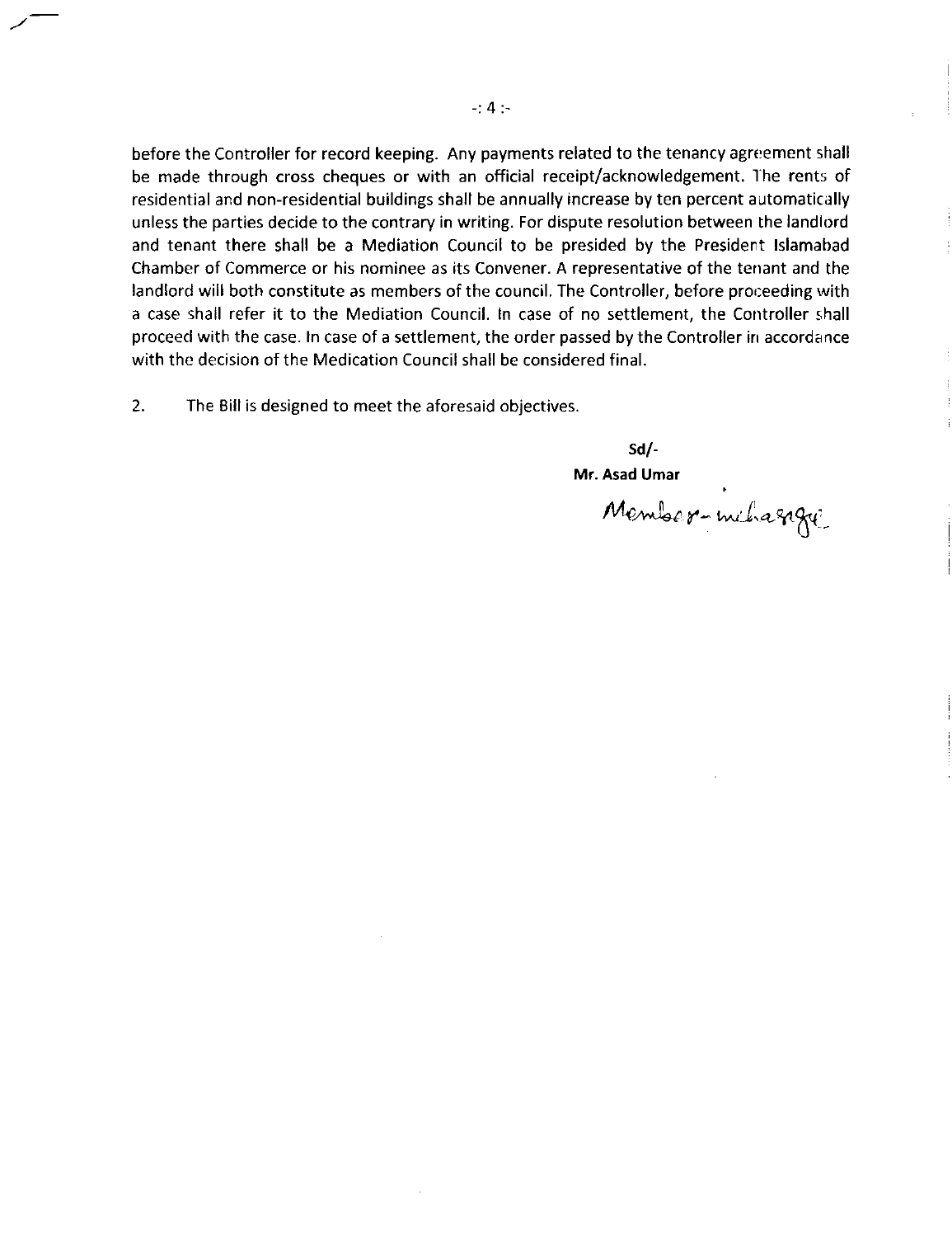before the Controller for record keeping. Any payments related to the tenancy agreement shall be made through cross cheques or with an official receipt/acknowledgement. The rents of residential and non-residential buildings shall be annually increase by ten percent automatically unless the parties decide to the contrary in writing. For dispute resolution between the landlord and tenant there shall be a Mediation Council to be presided by the President Islamabad Chamber of Commerce or his nominee as its Convener. A representative of the tenant and the landlord will both constitute as members of the council. The Controller, before proceeding with a case shall refer it to the Mediation Council. In case of no settlement, the Controller shall proceed with the case. In case of a settlement, the order passed by the Controller in accordance with the decision of the Medication Council shall be considered final.

2. The Bill is designed to meet the aforesaid objectives.

**Sd/-**

**Mr. Asad Umar**

Member-incharge